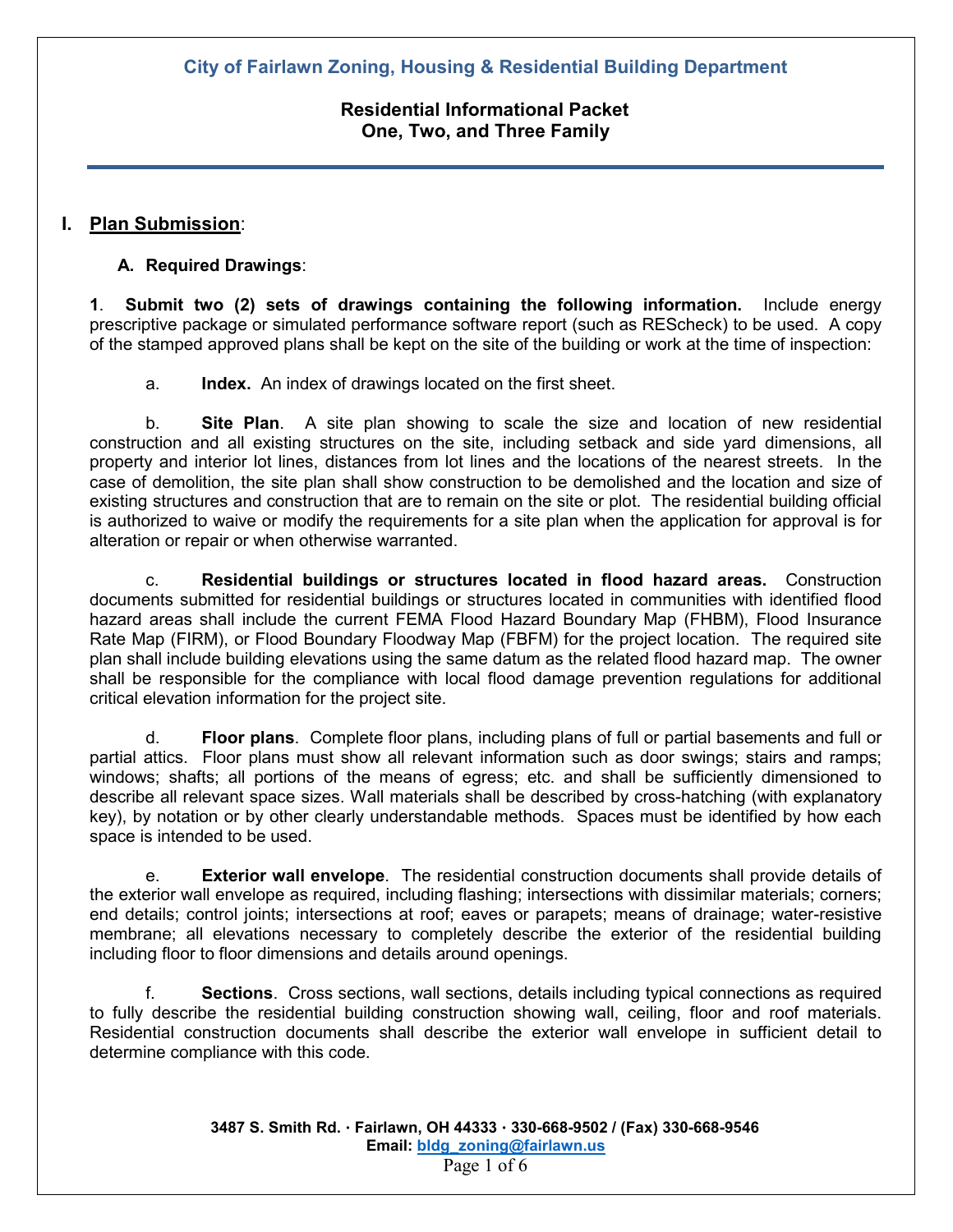## City of Fairlawn Zoning, Housing & Residential Building Department

**Residential Informational Packet**
**One, Two, and Three Family**

# I. Plan Submission:

### A. Required Drawings:

**1. Submit two (2) sets of drawings containing the following information.** Include energy prescriptive package or simulated performance software report (such as REScheck) to be used. A copy of the stamped approved plans shall be kept on the site of the building or work at the time of inspection:

a. **Index.** An index of drawings located on the first sheet.

b. **Site Plan**. A site plan showing to scale the size and location of new residential construction and all existing structures on the site, including setback and side yard dimensions, all property and interior lot lines, distances from lot lines and the locations of the nearest streets. In the case of demolition, the site plan shall show construction to be demolished and the location and size of existing structures and construction that are to remain on the site or plot. The residential building official is authorized to waive or modify the requirements for a site plan when the application for approval is for alteration or repair or when otherwise warranted.

c. **Residential buildings or structures located in flood hazard areas.** Construction documents submitted for residential buildings or structures located in communities with identified flood hazard areas shall include the current FEMA Flood Hazard Boundary Map (FHBM), Flood Insurance Rate Map (FIRM), or Flood Boundary Floodway Map (FBFM) for the project location. The required site plan shall include building elevations using the same datum as the related flood hazard map. The owner shall be responsible for the compliance with local flood damage prevention regulations for additional critical elevation information for the project site.

d. **Floor plans**. Complete floor plans, including plans of full or partial basements and full or partial attics. Floor plans must show all relevant information such as door swings; stairs and ramps; windows; shafts; all portions of the means of egress; etc. and shall be sufficiently dimensioned to describe all relevant space sizes. Wall materials shall be described by cross-hatching (with explanatory key), by notation or by other clearly understandable methods. Spaces must be identified by how each space is intended to be used.

e. **Exterior wall envelope**. The residential construction documents shall provide details of the exterior wall envelope as required, including flashing; intersections with dissimilar materials; corners; end details; control joints; intersections at roof; eaves or parapets; means of drainage; water-resistive membrane; all elevations necessary to completely describe the exterior of the residential building including floor to floor dimensions and details around openings.

f. **Sections**. Cross sections, wall sections, details including typical connections as required to fully describe the residential building construction showing wall, ceiling, floor and roof materials. Residential construction documents shall describe the exterior wall envelope in sufficient detail to determine compliance with this code.

**3487 S. Smith Rd. · Fairlawn, OH 44333 · 330-668-9502 / (Fax) 330-668-9546**
**Email: bldg_zoning@fairlawn.us**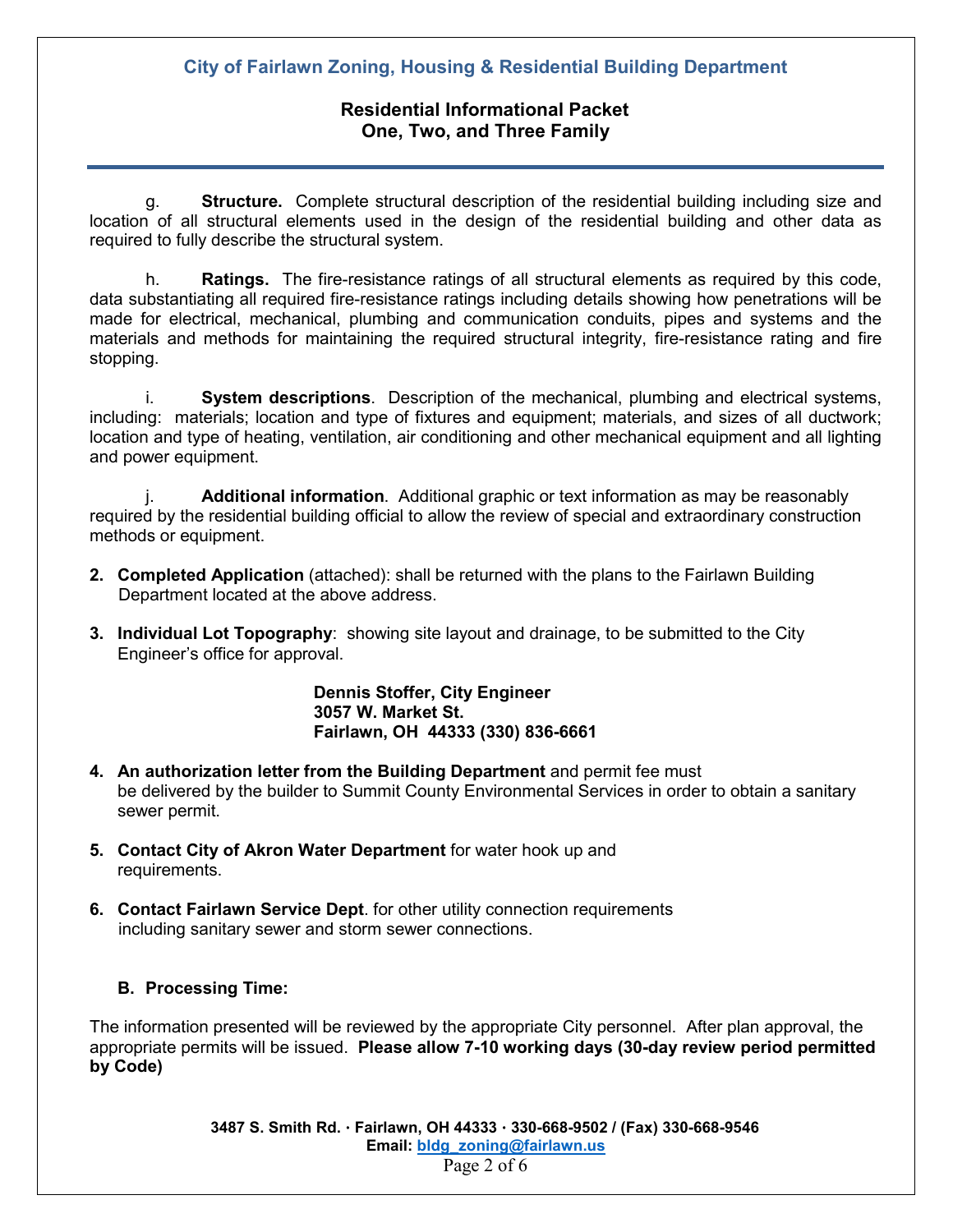g. **Structure.** Complete structural description of the residential building including size and location of all structural elements used in the design of the residential building and other data as required to fully describe the structural system.

h. **Ratings.** The fire-resistance ratings of all structural elements as required by this code, data substantiating all required fire-resistance ratings including details showing how penetrations will be made for electrical, mechanical, plumbing and communication conduits, pipes and systems and the materials and methods for maintaining the required structural integrity, fire-resistance rating and fire stopping.

i. **System descriptions**. Description of the mechanical, plumbing and electrical systems, including: materials; location and type of fixtures and equipment; materials, and sizes of all ductwork; location and type of heating, ventilation, air conditioning and other mechanical equipment and all lighting and power equipment.

j. **Additional information**. Additional graphic or text information as may be reasonably required by the residential building official to allow the review of special and extraordinary construction methods or equipment.

2. **Completed Application** (attached): shall be returned with the plans to the Fairlawn Building Department located at the above address.

3. **Individual Lot Topography**: showing site layout and drainage, to be submitted to the City Engineer's office for approval.

   **Dennis Stoffer, City Engineer**
   **3057 W. Market St.**
   **Fairlawn, OH 44333 (330) 836-6661**

4. **An authorization letter from the Building Department** and permit fee must be delivered by the builder to Summit County Environmental Services in order to obtain a sanitary sewer permit.

5. **Contact City of Akron Water Department** for water hook up and requirements.

6. **Contact Fairlawn Service Dept**. for other utility connection requirements including sanitary sewer and storm sewer connections.

### B. Processing Time:

The information presented will be reviewed by the appropriate City personnel. After plan approval, the appropriate permits will be issued. **Please allow 7-10 working days (30-day review period permitted by Code)**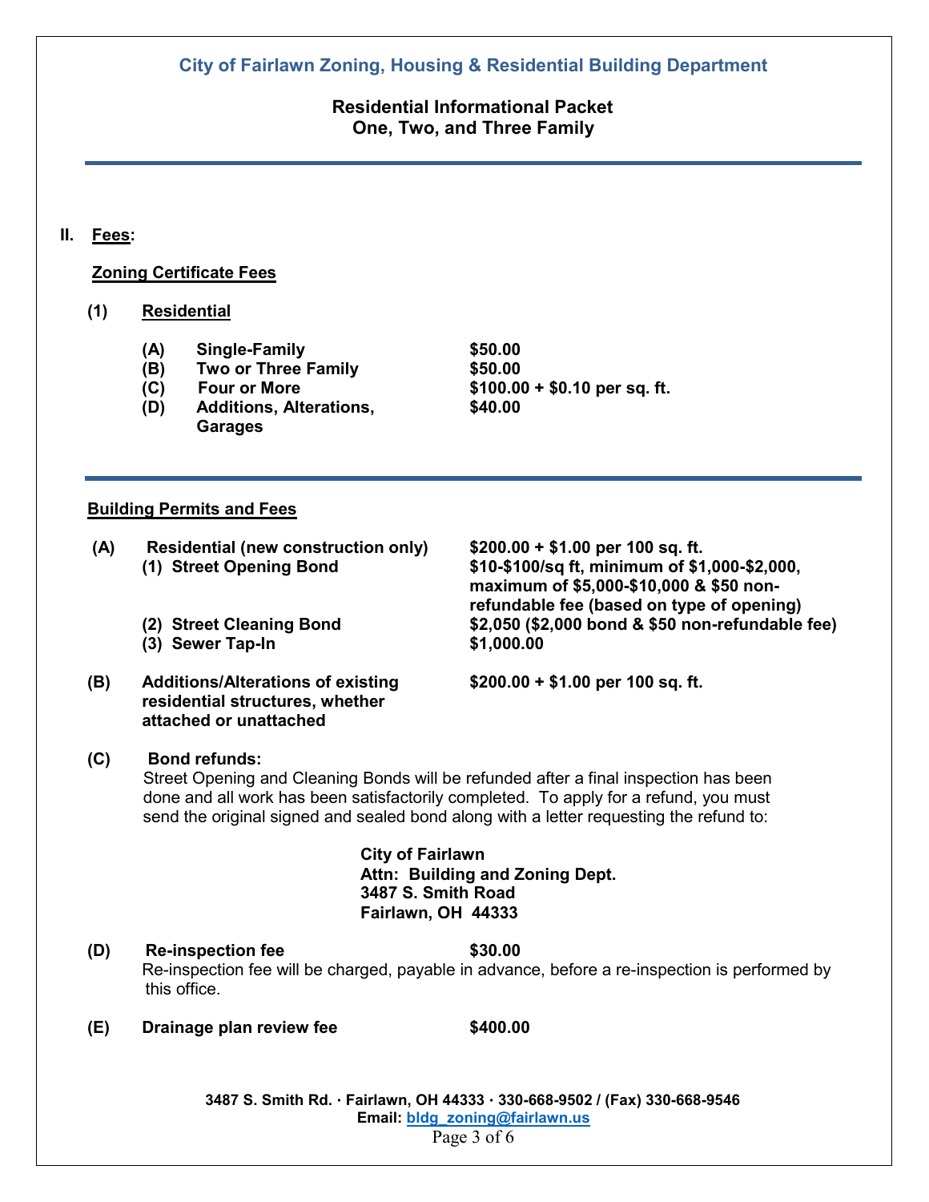**City of Fairlawn Zoning, Housing & Residential Building Department**

**Residential Informational Packet**
**One, Two, and Three Family**

## II. Fees:

### Zoning Certificate Fees

**(1) Residential**

| | | |
|---|---|---|
| **(A)** | **Single-Family** | **$50.00** |
| **(B)** | **Two or Three Family** | **$50.00** |
| **(C)** | **Four or More** | **$100.00 + $0.10 per sq. ft.** |
| **(D)** | **Additions, Alterations, Garages** | **$40.00** |

### Building Permits and Fees

| | | |
|---|---|---|
| **(A)** | **Residential (new construction only)** | **$200.00 + $1.00 per 100 sq. ft.** |
| | **(1) Street Opening Bond** | **$10-$100/sq ft, minimum of $1,000-$2,000, maximum of $5,000-$10,000 & $50 non-refundable fee (based on type of opening)** |
| | **(2) Street Cleaning Bond** | **$2,050 ($2,000 bond & $50 non-refundable fee)** |
| | **(3) Sewer Tap-In** | **$1,000.00** |
| **(B)** | **Additions/Alterations of existing residential structures, whether attached or unattached** | **$200.00 + $1.00 per 100 sq. ft.** |

**(C) Bond refunds:**
Street Opening and Cleaning Bonds will be refunded after a final inspection has been done and all work has been satisfactorily completed. To apply for a refund, you must send the original signed and sealed bond along with a letter requesting the refund to:

**City of Fairlawn**
**Attn: Building and Zoning Dept.**
**3487 S. Smith Road**
**Fairlawn, OH 44333**

**(D) Re-inspection fee** **$30.00**
Re-inspection fee will be charged, payable in advance, before a re-inspection is performed by this office.

**(E) Drainage plan review fee** **$400.00**

**3487 S. Smith Rd. · Fairlawn, OH 44333 · 330-668-9502 / (Fax) 330-668-9546**
**Email: bldg_zoning@fairlawn.us**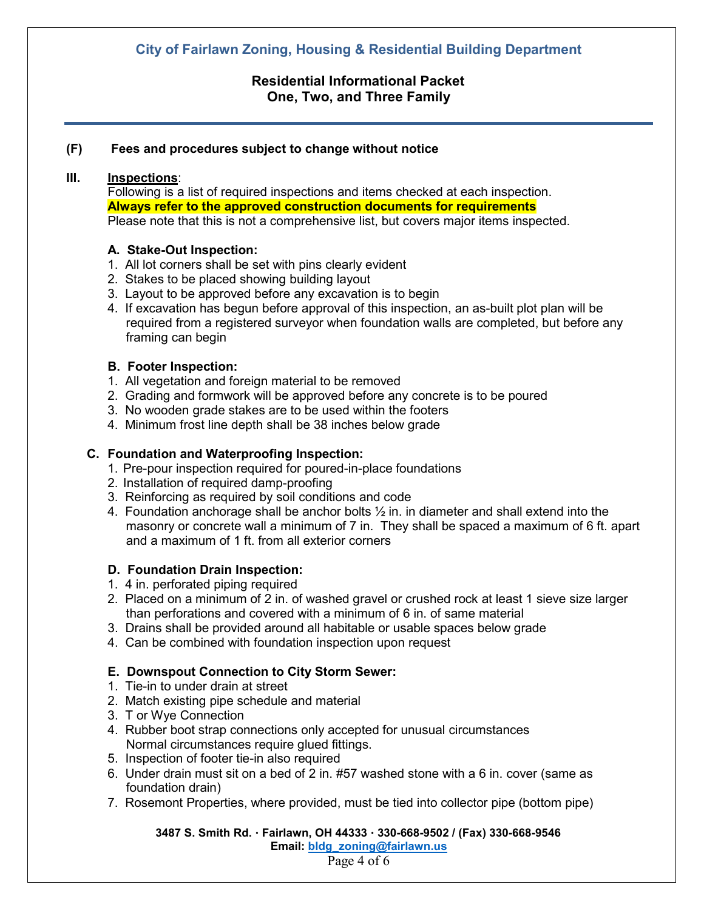**(F) Fees and procedures subject to change without notice**

## III. Inspections:

Following is a list of required inspections and items checked at each inspection.

**Always refer to the approved construction documents for requirements**

Please note that this is not a comprehensive list, but covers major items inspected.

### A. Stake-Out Inspection:

1. All lot corners shall be set with pins clearly evident
2. Stakes to be placed showing building layout
3. Layout to be approved before any excavation is to begin
4. If excavation has begun before approval of this inspection, an as-built plot plan will be required from a registered surveyor when foundation walls are completed, but before any framing can begin

### B. Footer Inspection:

1. All vegetation and foreign material to be removed
2. Grading and formwork will be approved before any concrete is to be poured
3. No wooden grade stakes are to be used within the footers
4. Minimum frost line depth shall be 38 inches below grade

### C. Foundation and Waterproofing Inspection:

1. Pre-pour inspection required for poured-in-place foundations
2. Installation of required damp-proofing
3. Reinforcing as required by soil conditions and code
4. Foundation anchorage shall be anchor bolts ½ in. in diameter and shall extend into the masonry or concrete wall a minimum of 7 in. They shall be spaced a maximum of 6 ft. apart and a maximum of 1 ft. from all exterior corners

### D. Foundation Drain Inspection:

1. 4 in. perforated piping required
2. Placed on a minimum of 2 in. of washed gravel or crushed rock at least 1 sieve size larger than perforations and covered with a minimum of 6 in. of same material
3. Drains shall be provided around all habitable or usable spaces below grade
4. Can be combined with foundation inspection upon request

### E. Downspout Connection to City Storm Sewer:

1. Tie-in to under drain at street
2. Match existing pipe schedule and material
3. T or Wye Connection
4. Rubber boot strap connections only accepted for unusual circumstances
   Normal circumstances require glued fittings.
5. Inspection of footer tie-in also required
6. Under drain must sit on a bed of 2 in. #57 washed stone with a 6 in. cover (same as foundation drain)
7. Rosemont Properties, where provided, must be tied into collector pipe (bottom pipe)

**3487 S. Smith Rd. · Fairlawn, OH 44333 · 330-668-9502 / (Fax) 330-668-9546**
**Email: bldg_zoning@fairlawn.us**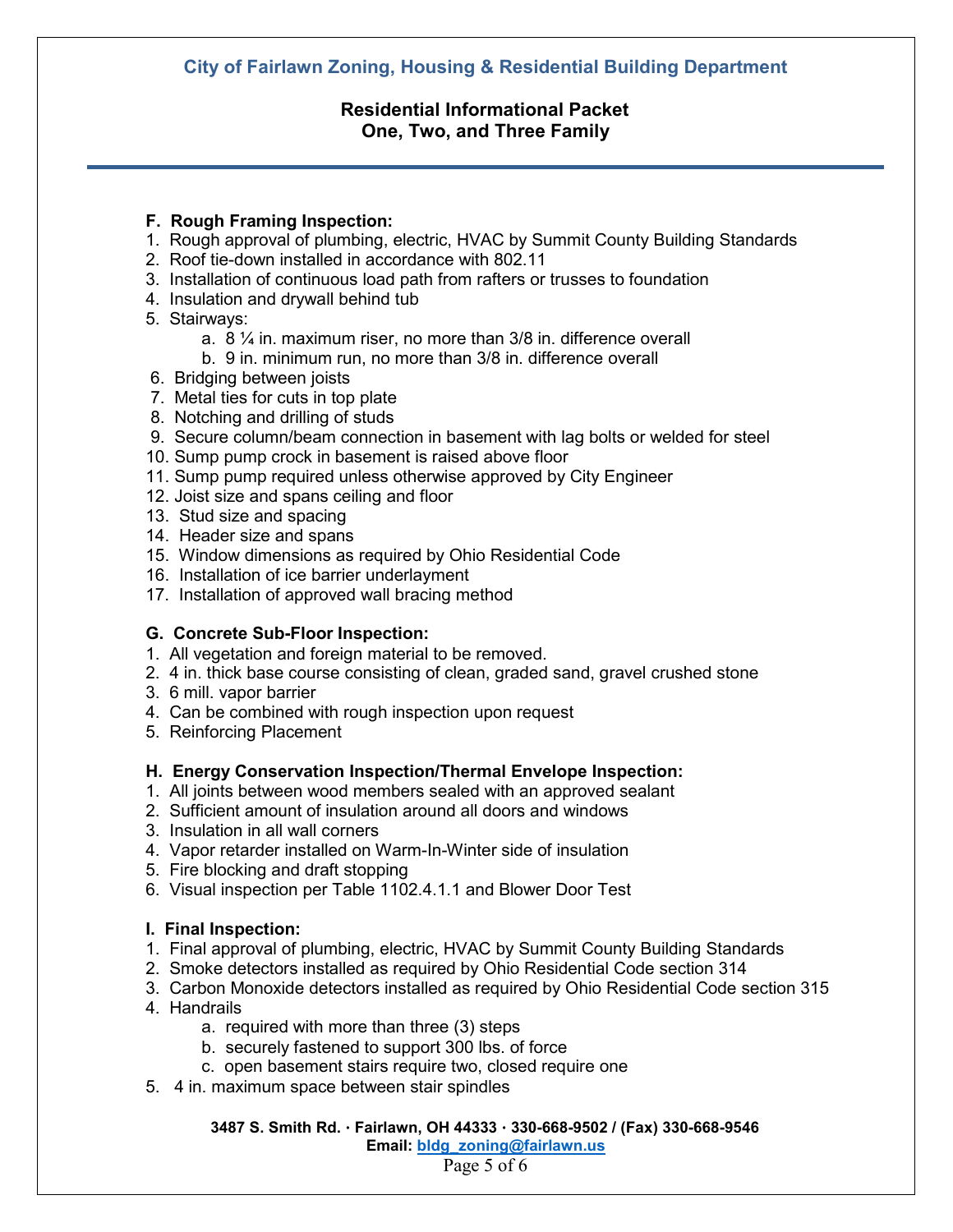### F. Rough Framing Inspection:

1. Rough approval of plumbing, electric, HVAC by Summit County Building Standards
2. Roof tie-down installed in accordance with 802.11
3. Installation of continuous load path from rafters or trusses to foundation
4. Insulation and drywall behind tub
5. Stairways:
    a. 8 ¼ in. maximum riser, no more than 3/8 in. difference overall
    b. 9 in. minimum run, no more than 3/8 in. difference overall
6. Bridging between joists
7. Metal ties for cuts in top plate
8. Notching and drilling of studs
9. Secure column/beam connection in basement with lag bolts or welded for steel
10. Sump pump crock in basement is raised above floor
11. Sump pump required unless otherwise approved by City Engineer
12. Joist size and spans ceiling and floor
13. Stud size and spacing
14. Header size and spans
15. Window dimensions as required by Ohio Residential Code
16. Installation of ice barrier underlayment
17. Installation of approved wall bracing method

### G. Concrete Sub-Floor Inspection:

1. All vegetation and foreign material to be removed.
2. 4 in. thick base course consisting of clean, graded sand, gravel crushed stone
3. 6 mill. vapor barrier
4. Can be combined with rough inspection upon request
5. Reinforcing Placement

### H. Energy Conservation Inspection/Thermal Envelope Inspection:

1. All joints between wood members sealed with an approved sealant
2. Sufficient amount of insulation around all doors and windows
3. Insulation in all wall corners
4. Vapor retarder installed on Warm-In-Winter side of insulation
5. Fire blocking and draft stopping
6. Visual inspection per Table 1102.4.1.1 and Blower Door Test

### I. Final Inspection:

1. Final approval of plumbing, electric, HVAC by Summit County Building Standards
2. Smoke detectors installed as required by Ohio Residential Code section 314
3. Carbon Monoxide detectors installed as required by Ohio Residential Code section 315
4. Handrails
    a. required with more than three (3) steps
    b. securely fastened to support 300 lbs. of force
    c. open basement stairs require two, closed require one
5. 4 in. maximum space between stair spindles

**3487 S. Smith Rd. · Fairlawn, OH 44333 · 330-668-9502 / (Fax) 330-668-9546**
**Email: bldg_zoning@fairlawn.us**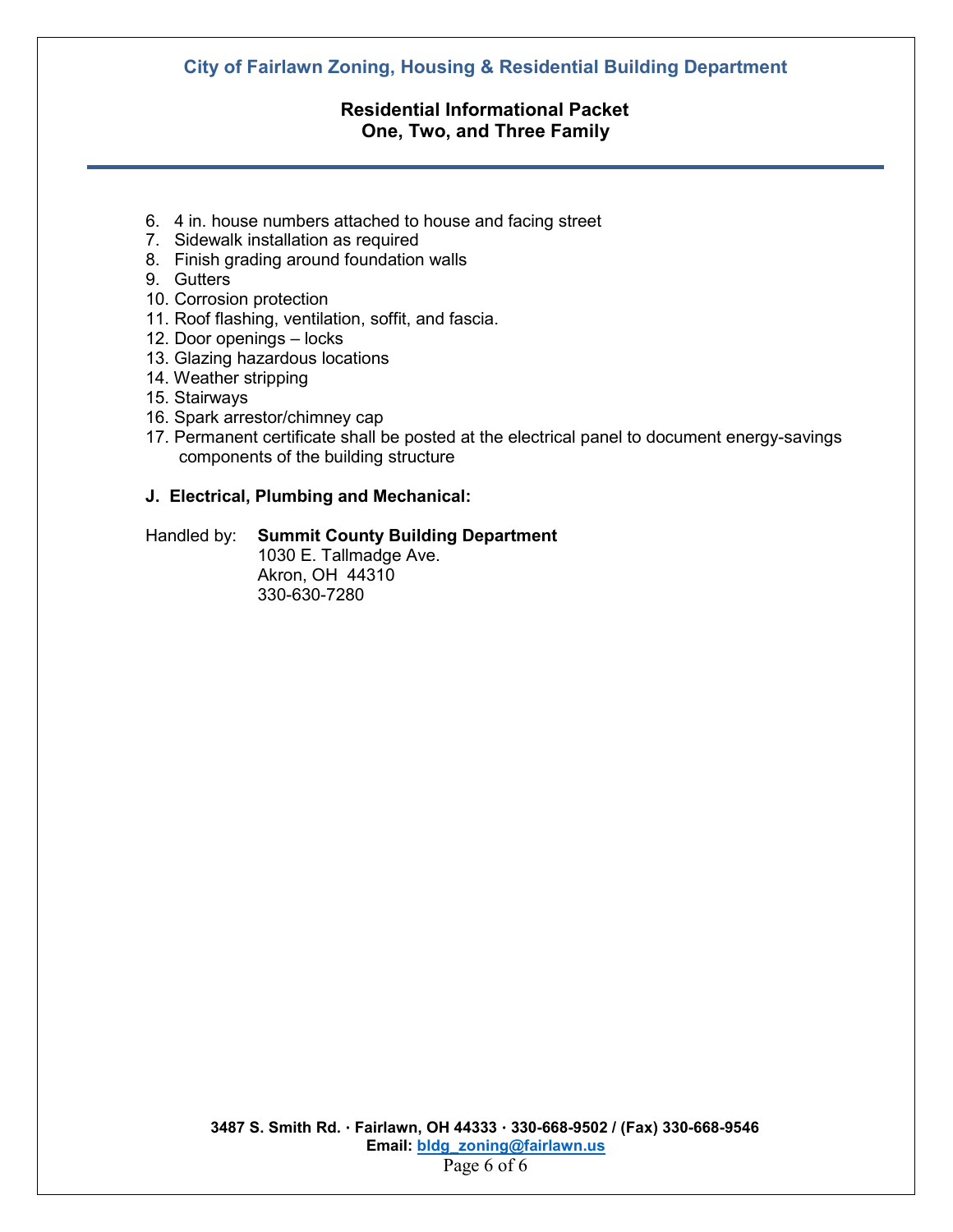6. 4 in. house numbers attached to house and facing street
7. Sidewalk installation as required
8. Finish grading around foundation walls
9. Gutters
10. Corrosion protection
11. Roof flashing, ventilation, soffit, and fascia.
12. Door openings – locks
13. Glazing hazardous locations
14. Weather stripping
15. Stairways
16. Spark arrestor/chimney cap
17. Permanent certificate shall be posted at the electrical panel to document energy-savings components of the building structure

**J. Electrical, Plumbing and Mechanical:**

Handled by: **Summit County Building Department**
1030 E. Tallmadge Ave.
Akron, OH 44310
330-630-7280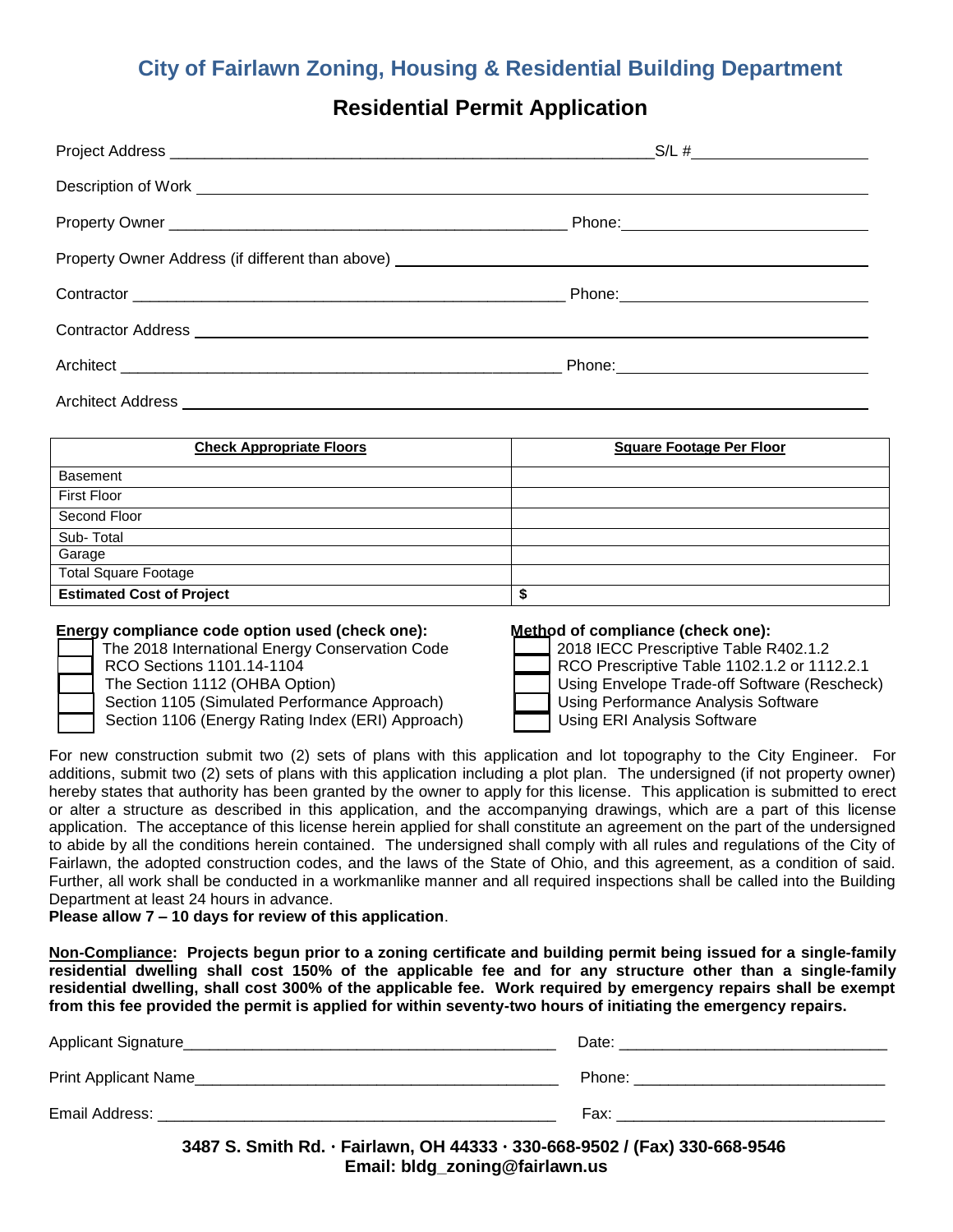## City of Fairlawn Zoning, Housing & Residential Building Department

# Residential Permit Application

Project Address ____________________________________________ S/L # ________________

Description of Work ____________________________________________

Property Owner ____________________________________ Phone: ____________________

Property Owner Address (if different than above) ____________________________________

Contractor ____________________________________ Phone: ____________________

Contractor Address ____________________________________________

Architect ____________________________________ Phone: ____________________

Architect Address ____________________________________________

| **Check Appropriate Floors** | **Square Footage Per Floor** |
|---|---|
| Basement | |
| First Floor | |
| Second Floor | |
| Sub- Total | |
| Garage | |
| Total Square Footage | |
| **Estimated Cost of Project** | **$** |

**Energy compliance code option used (check one):**

- ☐ The 2018 International Energy Conservation Code
- ☐ RCO Sections 1101.14-1104
- ☐ The Section 1112 (OHBA Option)
- ☐ Section 1105 (Simulated Performance Approach)
- ☐ Section 1106 (Energy Rating Index (ERI) Approach)

**Method of compliance (check one):**

- ☐ 2018 IECC Prescriptive Table R402.1.2
- ☐ RCO Prescriptive Table 1102.1.2 or 1112.2.1
- ☐ Using Envelope Trade-off Software (Rescheck)
- ☐ Using Performance Analysis Software
- ☐ Using ERI Analysis Software

For new construction submit two (2) sets of plans with this application and lot topography to the City Engineer. For additions, submit two (2) sets of plans with this application including a plot plan. The undersigned (if not property owner) hereby states that authority has been granted by the owner to apply for this license. This application is submitted to erect or alter a structure as described in this application, and the accompanying drawings, which are a part of this license application. The acceptance of this license herein applied for shall constitute an agreement on the part of the undersigned to abide by all the conditions herein contained. The undersigned shall comply with all rules and regulations of the City of Fairlawn, the adopted construction codes, and the laws of the State of Ohio, and this agreement, as a condition of said. Further, all work shall be conducted in a workmanlike manner and all required inspections shall be called into the Building Department at least 24 hours in advance.

**Please allow 7 – 10 days for review of this application**.

**<u>Non-Compliance</u>: Projects begun prior to a zoning certificate and building permit being issued for a single-family residential dwelling shall cost 150% of the applicable fee and for any structure other than a single-family residential dwelling, shall cost 300% of the applicable fee. Work required by emergency repairs shall be exempt from this fee provided the permit is applied for within seventy-two hours of initiating the emergency repairs.**

Applicant Signature ____________________________________ Date: ____________________

Print Applicant Name ____________________________________ Phone: ____________________

Email Address: ____________________________________ Fax: ____________________

**3487 S. Smith Rd. · Fairlawn, OH 44333 · 330-668-9502 / (Fax) 330-668-9546**
**Email: bldg_zoning@fairlawn.us**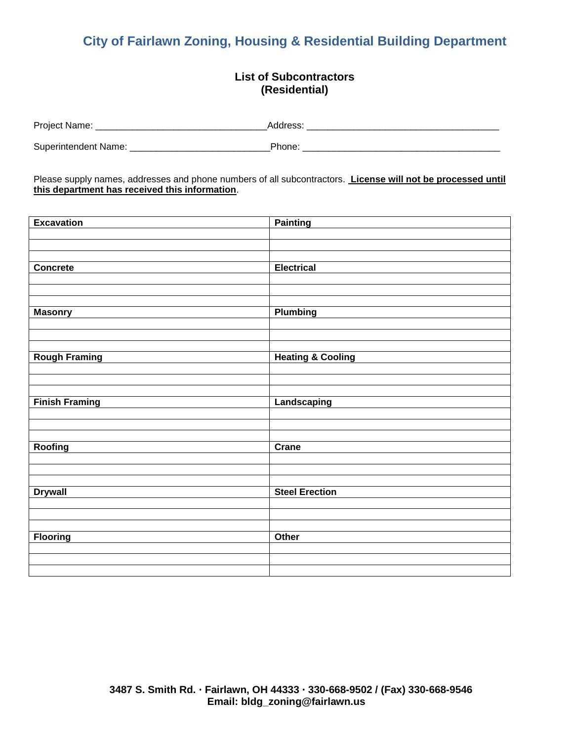## City of Fairlawn Zoning, Housing & Residential Building Department

### List of Subcontractors
### (Residential)

Project Name: \_\_\_\_\_\_\_\_\_\_\_\_\_\_\_\_\_\_\_\_\_\_\_\_\_\_\_\_\_\_\_\_\_\_ Address: \_\_\_\_\_\_\_\_\_\_\_\_\_\_\_\_\_\_\_\_\_\_\_\_\_\_\_\_\_\_\_\_\_\_\_\_\_\_

Superintendent Name: \_\_\_\_\_\_\_\_\_\_\_\_\_\_\_\_\_\_\_\_\_\_\_\_\_\_\_\_ Phone: \_\_\_\_\_\_\_\_\_\_\_\_\_\_\_\_\_\_\_\_\_\_\_\_\_\_\_\_\_\_\_\_\_\_\_\_\_\_\_

Please supply names, addresses and phone numbers of all subcontractors. **License will not be processed until this department has received this information**.

| | |
|---|---|
| **Excavation** | **Painting** |
| | |
| | |
| | |
| **Concrete** | **Electrical** |
| | |
| | |
| | |
| **Masonry** | **Plumbing** |
| | |
| | |
| | |
| **Rough Framing** | **Heating & Cooling** |
| | |
| | |
| | |
| **Finish Framing** | **Landscaping** |
| | |
| | |
| | |
| **Roofing** | **Crane** |
| | |
| | |
| | |
| **Drywall** | **Steel Erection** |
| | |
| | |
| | |
| **Flooring** | **Other** |
| | |
| | |
| | |

**3487 S. Smith Rd. · Fairlawn, OH 44333 · 330-668-9502 / (Fax) 330-668-9546**
**Email: bldg_zoning@fairlawn.us**